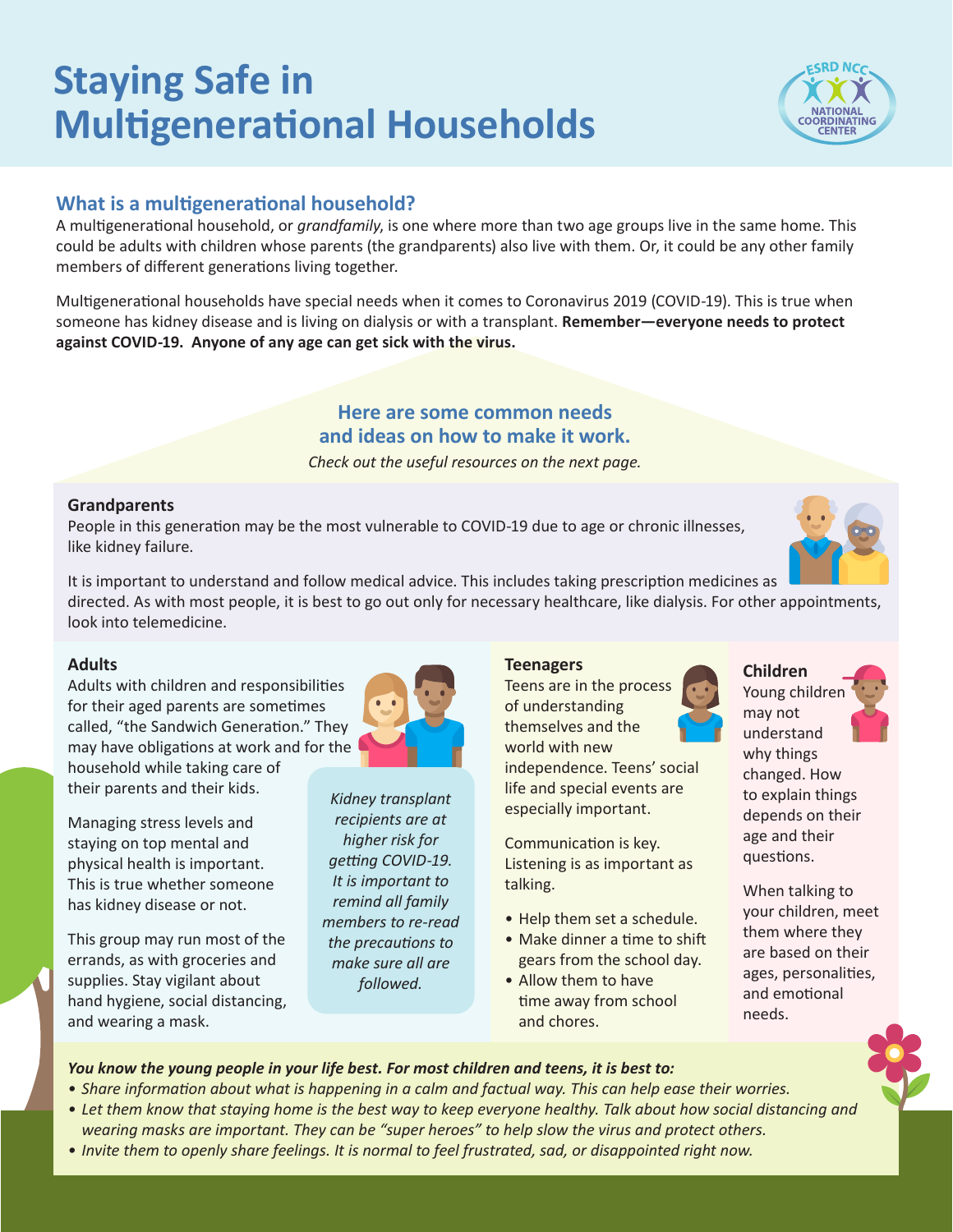# Staying Safe in Multigenerational Households

ESRD NCC NATIONAL COORDINATING CENTER

## What is a multigenerational household?

A multigenerational household, or *grandfamily*, is one where more than two age groups live in the same home. This could be adults with children whose parents (the grandparents) also live with them. Or, it could be any other family members of different generations living together.

Multigenerational households have special needs when it comes to Coronavirus 2019 (COVID-19). This is true when someone has kidney disease and is living on dialysis or with a transplant. **Remember—everyone needs to protect against COVID-19. Anyone of any age can get sick with the virus.**

## Here are some common needs and ideas on how to make it work.

*Check out the useful resources on the next page.*

### Grandparents

People in this generation may be the most vulnerable to COVID-19 due to age or chronic illnesses, like kidney failure.

It is important to understand and follow medical advice. This includes taking prescription medicines as directed. As with most people, it is best to go out only for necessary healthcare, like dialysis. For other appointments, look into telemedicine.

### Adults

Adults with children and responsibilities for their aged parents are sometimes called, "the Sandwich Generation." They may have obligations at work and for the household while taking care of their parents and their kids.

Managing stress levels and staying on top mental and physical health is important. This is true whether someone has kidney disease or not.

This group may run most of the errands, as with groceries and supplies. Stay vigilant about hand hygiene, social distancing, and wearing a mask.

*Kidney transplant recipients are at higher risk for getting COVID-19. It is important to remind all family members to re-read the precautions to make sure all are followed.*

### Teenagers

Teens are in the process of understanding themselves and the world with new independence. Teens' social life and special events are especially important.

Communication is key. Listening is as important as talking.

- Help them set a schedule.
- Make dinner a time to shift gears from the school day.
- Allow them to have time away from school and chores.

### Children

Young children may not understand why things changed. How to explain things depends on their age and their questions.

When talking to your children, meet them where they are based on their ages, personalities, and emotional needs.

***You know the young people in your life best. For most children and teens, it is best to:***

- *Share information about what is happening in a calm and factual way. This can help ease their worries.*
- *Let them know that staying home is the best way to keep everyone healthy. Talk about how social distancing and wearing masks are important. They can be "super heroes" to help slow the virus and protect others.*
- *Invite them to openly share feelings. It is normal to feel frustrated, sad, or disappointed right now.*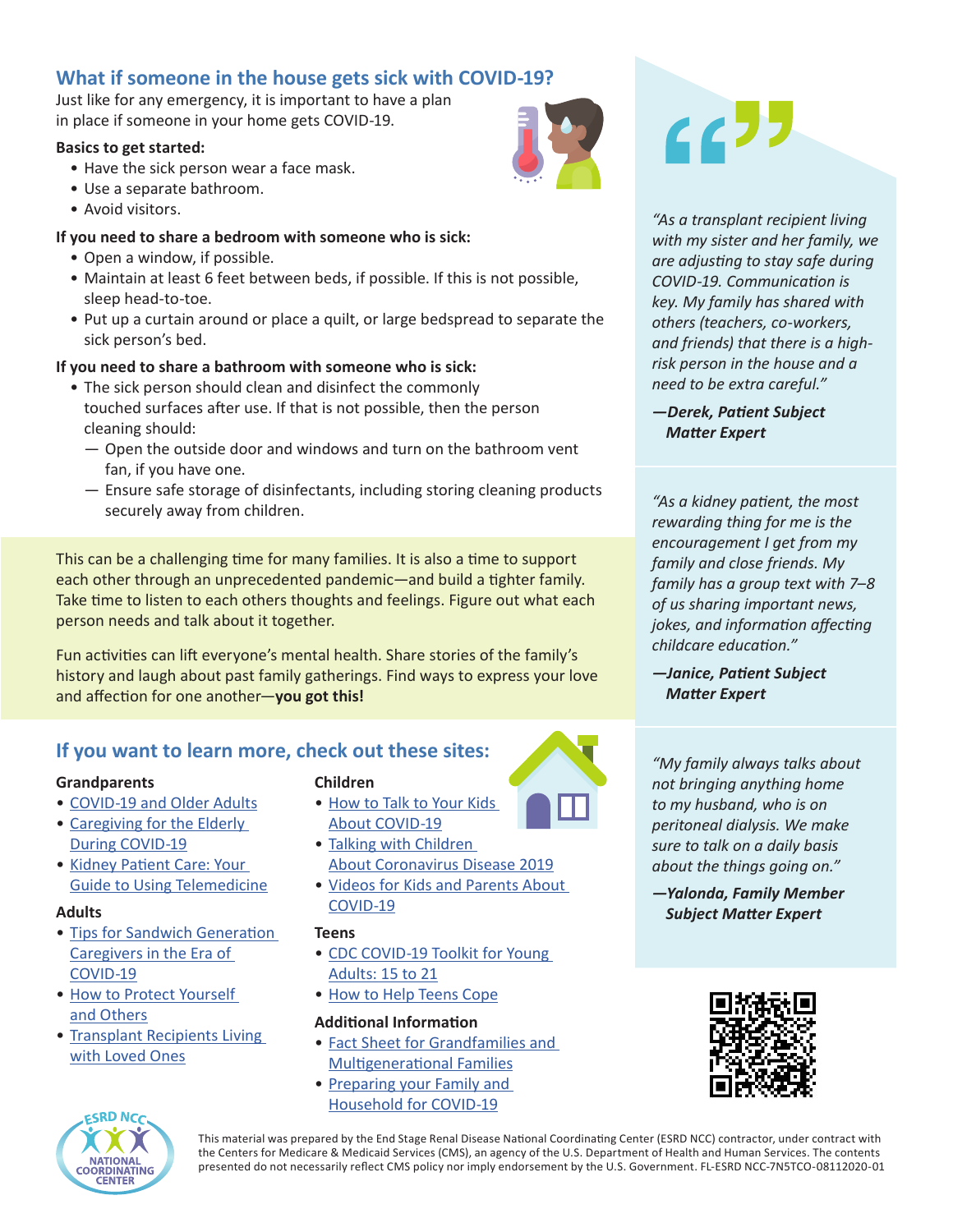## What if someone in the house gets sick with COVID-19?

Just like for any emergency, it is important to have a plan in place if someone in your home gets COVID-19.

**Basics to get started:**

- Have the sick person wear a face mask.
- Use a separate bathroom.
- Avoid visitors.

**If you need to share a bedroom with someone who is sick:**

- Open a window, if possible.
- Maintain at least 6 feet between beds, if possible. If this is not possible, sleep head-to-toe.
- Put up a curtain around or place a quilt, or large bedspread to separate the sick person's bed.

**If you need to share a bathroom with someone who is sick:**

- The sick person should clean and disinfect the commonly touched surfaces after use. If that is not possible, then the person cleaning should:
  - Open the outside door and windows and turn on the bathroom vent fan, if you have one.
  - Ensure safe storage of disinfectants, including storing cleaning products securely away from children.

This can be a challenging time for many families. It is also a time to support each other through an unprecedented pandemic—and build a tighter family. Take time to listen to each others thoughts and feelings. Figure out what each person needs and talk about it together.

Fun activities can lift everyone's mental health. Share stories of the family's history and laugh about past family gatherings. Find ways to express your love and affection for one another—**you got this!**

*"As a transplant recipient living with my sister and her family, we are adjusting to stay safe during COVID-19. Communication is key. My family has shared with others (teachers, co-workers, and friends) that there is a high-risk person in the house and a need to be extra careful."*

***—Derek, Patient Subject Matter Expert***

*"As a kidney patient, the most rewarding thing for me is the encouragement I get from my family and close friends. My family has a group text with 7–8 of us sharing important news, jokes, and information affecting childcare education."*

***—Janice, Patient Subject Matter Expert***

*"My family always talks about not bringing anything home to my husband, who is on peritoneal dialysis. We make sure to talk on a daily basis about the things going on."*

***—Yalonda, Family Member Subject Matter Expert***

## If you want to learn more, check out these sites:

**Grandparents**

- COVID-19 and Older Adults
- Caregiving for the Elderly During COVID-19
- Kidney Patient Care: Your Guide to Using Telemedicine

**Adults**

- Tips for Sandwich Generation Caregivers in the Era of COVID-19
- How to Protect Yourself and Others
- Transplant Recipients Living with Loved Ones

**Children**

- How to Talk to Your Kids About COVID-19
- Talking with Children About Coronavirus Disease 2019
- Videos for Kids and Parents About COVID-19

**Teens**

- CDC COVID-19 Toolkit for Young Adults: 15 to 21
- How to Help Teens Cope

**Additional Information**

- Fact Sheet for Grandfamilies and Multigenerational Families
- Preparing your Family and Household for COVID-19

This material was prepared by the End Stage Renal Disease National Coordinating Center (ESRD NCC) contractor, under contract with the Centers for Medicare & Medicaid Services (CMS), an agency of the U.S. Department of Health and Human Services. The contents presented do not necessarily reflect CMS policy nor imply endorsement by the U.S. Government. FL-ESRD NCC-7N5TCO-08112020-01